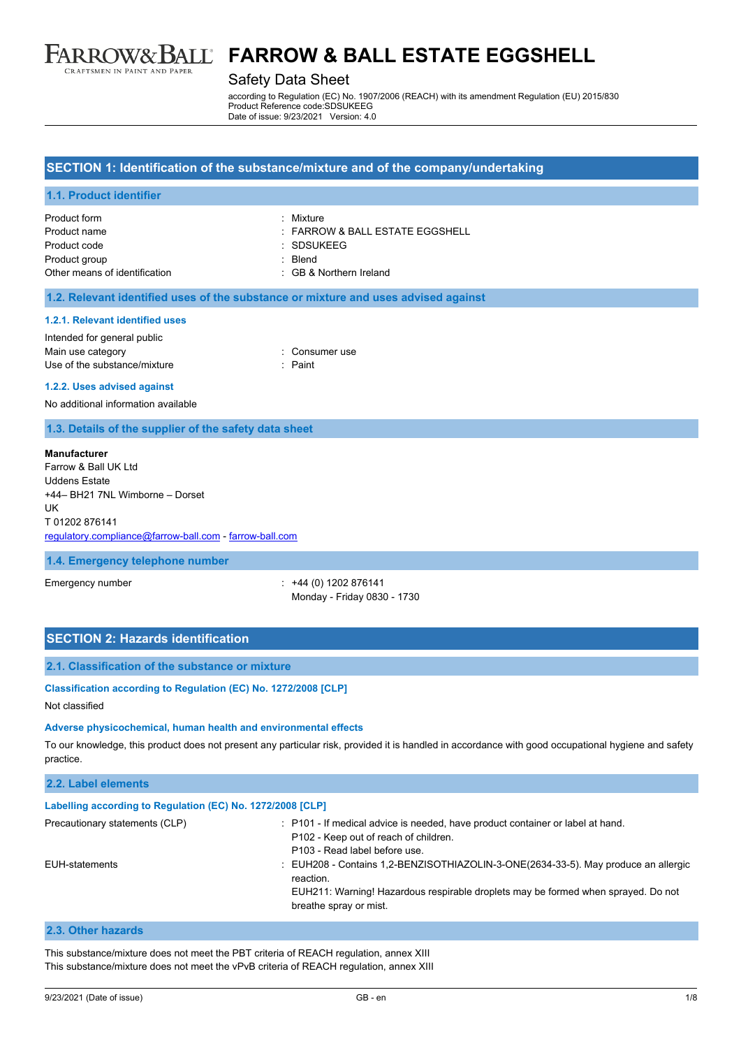# FARROW & BALL ESTATE EGGSHELL

## Safety Data Sheet

according to Regulation (EC) No. 1907/2006 (REACH) with its amendment Regulation (EU) 2015/830
Product Reference code:SDSUKEEG
Date of issue: 9/23/2021 Version: 4.0

## SECTION 1: Identification of the substance/mixture and of the company/undertaking

### 1.1. Product identifier

| | |
|---|---|
| Product form | : Mixture |
| Product name | : FARROW & BALL ESTATE EGGSHELL |
| Product code | : SDSUKEEG |
| Product group | : Blend |
| Other means of identification | : GB & Northern Ireland |

### 1.2. Relevant identified uses of the substance or mixture and uses advised against

#### 1.2.1. Relevant identified uses

Intended for general public

| | |
|---|---|
| Main use category | : Consumer use |
| Use of the substance/mixture | : Paint |

#### 1.2.2. Uses advised against

No additional information available

### 1.3. Details of the supplier of the safety data sheet

**Manufacturer**
Farrow & Ball UK Ltd
Uddens Estate
+44– BH21 7NL Wimborne – Dorset
UK
T 01202 876141
regulatory.compliance@farrow-ball.com - farrow-ball.com

### 1.4. Emergency telephone number

| | |
|---|---|
| Emergency number | : +44 (0) 1202 876141<br>Monday - Friday 0830 - 1730 |

## SECTION 2: Hazards identification

### 2.1. Classification of the substance or mixture

**Classification according to Regulation (EC) No. 1272/2008 [CLP]**

Not classified

**Adverse physicochemical, human health and environmental effects**

To our knowledge, this product does not present any particular risk, provided it is handled in accordance with good occupational hygiene and safety practice.

### 2.2. Label elements

**Labelling according to Regulation (EC) No. 1272/2008 [CLP]**

| | |
|---|---|
| Precautionary statements (CLP) | : P101 - If medical advice is needed, have product container or label at hand.<br>P102 - Keep out of reach of children.<br>P103 - Read label before use. |
| EUH-statements | : EUH208 - Contains 1,2-BENZISOTHIAZOLIN-3-ONE(2634-33-5). May produce an allergic reaction.<br>EUH211: Warning! Hazardous respirable droplets may be formed when sprayed. Do not breathe spray or mist. |

### 2.3. Other hazards

This substance/mixture does not meet the PBT criteria of REACH regulation, annex XIII
This substance/mixture does not meet the vPvB criteria of REACH regulation, annex XIII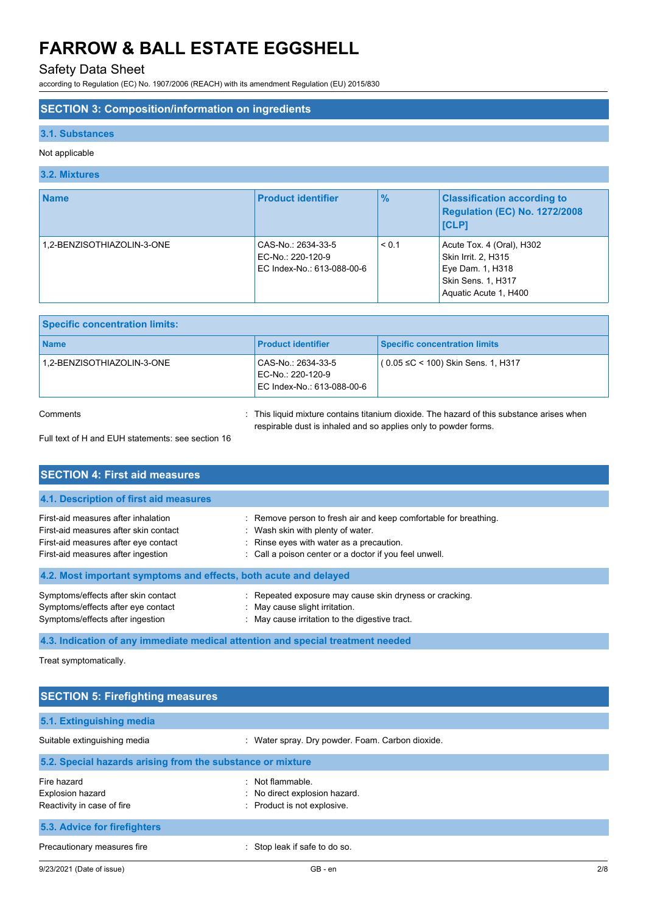## SECTION 3: Composition/information on ingredients

### 3.1. Substances

Not applicable

### 3.2. Mixtures

| Name | Product identifier | % | Classification according to Regulation (EC) No. 1272/2008 [CLP] |
|---|---|---|---|
| 1,2-BENZISOTHIAZOLIN-3-ONE | CAS-No.: 2634-33-5<br>EC-No.: 220-120-9<br>EC Index-No.: 613-088-00-6 | < 0.1 | Acute Tox. 4 (Oral), H302<br>Skin Irrit. 2, H315<br>Eye Dam. 1, H318<br>Skin Sens. 1, H317<br>Aquatic Acute 1, H400 |

| Specific concentration limits: | | |
|---|---|---|
| **Name** | **Product identifier** | **Specific concentration limits** |
| 1,2-BENZISOTHIAZOLIN-3-ONE | CAS-No.: 2634-33-5<br>EC-No.: 220-120-9<br>EC Index-No.: 613-088-00-6 | ( 0.05 ≤C < 100) Skin Sens. 1, H317 |

Comments : This liquid mixture contains titanium dioxide. The hazard of this substance arises when respirable dust is inhaled and so applies only to powder forms.

Full text of H and EUH statements: see section 16

## SECTION 4: First aid measures

### 4.1. Description of first aid measures

First-aid measures after inhalation : Remove person to fresh air and keep comfortable for breathing.
First-aid measures after skin contact : Wash skin with plenty of water.
First-aid measures after eye contact : Rinse eyes with water as a precaution.
First-aid measures after ingestion : Call a poison center or a doctor if you feel unwell.

### 4.2. Most important symptoms and effects, both acute and delayed

Symptoms/effects after skin contact : Repeated exposure may cause skin dryness or cracking.
Symptoms/effects after eye contact : May cause slight irritation.
Symptoms/effects after ingestion : May cause irritation to the digestive tract.

### 4.3. Indication of any immediate medical attention and special treatment needed

Treat symptomatically.

## SECTION 5: Firefighting measures

### 5.1. Extinguishing media

Suitable extinguishing media : Water spray. Dry powder. Foam. Carbon dioxide.

### 5.2. Special hazards arising from the substance or mixture

Fire hazard : Not flammable.
Explosion hazard : No direct explosion hazard.
Reactivity in case of fire : Product is not explosive.

### 5.3. Advice for firefighters

Precautionary measures fire : Stop leak if safe to do so.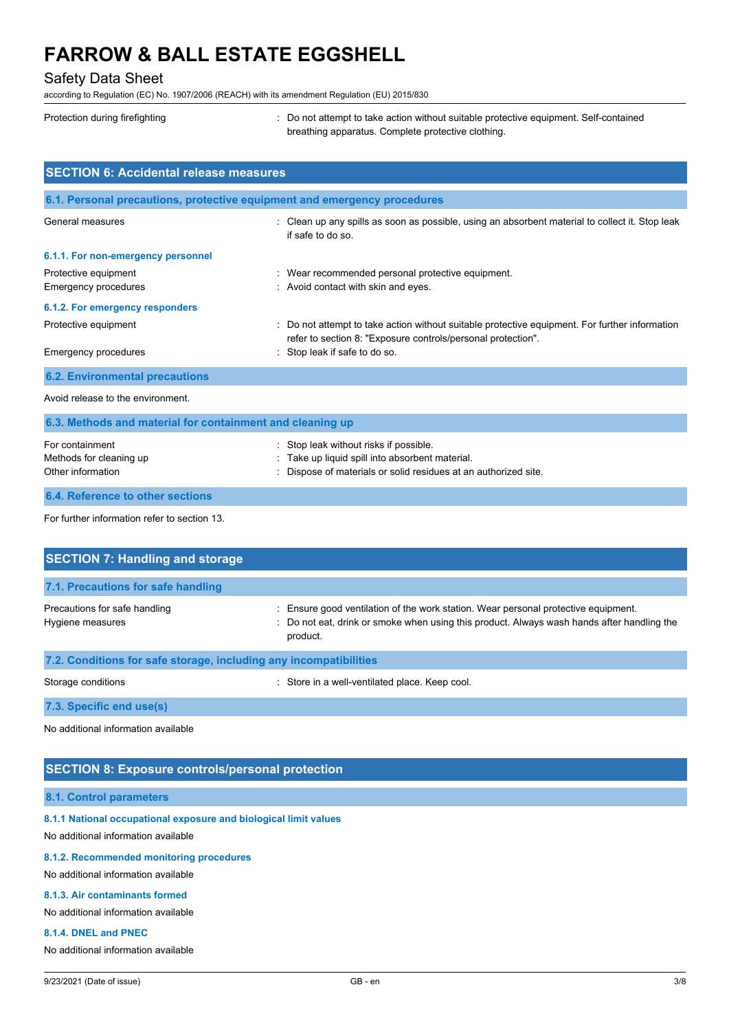Protection during firefighting : Do not attempt to take action without suitable protective equipment. Self-contained breathing apparatus. Complete protective clothing.

## SECTION 6: Accidental release measures

### 6.1. Personal precautions, protective equipment and emergency procedures

General measures : Clean up any spills as soon as possible, using an absorbent material to collect it. Stop leak if safe to do so.

#### 6.1.1. For non-emergency personnel

Protective equipment : Wear recommended personal protective equipment.
Emergency procedures : Avoid contact with skin and eyes.

#### 6.1.2. For emergency responders

Protective equipment : Do not attempt to take action without suitable protective equipment. For further information refer to section 8: "Exposure controls/personal protection".
Emergency procedures : Stop leak if safe to do so.

### 6.2. Environmental precautions

Avoid release to the environment.

### 6.3. Methods and material for containment and cleaning up

For containment : Stop leak without risks if possible.
Methods for cleaning up : Take up liquid spill into absorbent material.
Other information : Dispose of materials or solid residues at an authorized site.

### 6.4. Reference to other sections

For further information refer to section 13.

## SECTION 7: Handling and storage

### 7.1. Precautions for safe handling

Precautions for safe handling : Ensure good ventilation of the work station. Wear personal protective equipment.
Hygiene measures : Do not eat, drink or smoke when using this product. Always wash hands after handling the product.

### 7.2. Conditions for safe storage, including any incompatibilities

Storage conditions : Store in a well-ventilated place. Keep cool.

### 7.3. Specific end use(s)

No additional information available

## SECTION 8: Exposure controls/personal protection

### 8.1. Control parameters

#### 8.1.1 National occupational exposure and biological limit values

No additional information available

#### 8.1.2. Recommended monitoring procedures

No additional information available

#### 8.1.3. Air contaminants formed

No additional information available

#### 8.1.4. DNEL and PNEC

No additional information available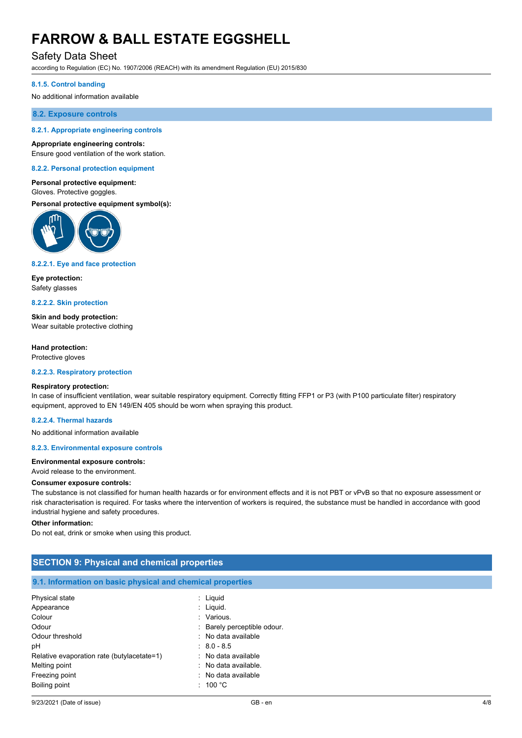#### 8.1.5. Control banding

No additional information available

### 8.2. Exposure controls

#### 8.2.1. Appropriate engineering controls

**Appropriate engineering controls:**
Ensure good ventilation of the work station.

#### 8.2.2. Personal protection equipment

**Personal protective equipment:**
Gloves. Protective goggles.

**Personal protective equipment symbol(s):**

##### 8.2.2.1. Eye and face protection

**Eye protection:**
Safety glasses

##### 8.2.2.2. Skin protection

**Skin and body protection:**
Wear suitable protective clothing

**Hand protection:**
Protective gloves

##### 8.2.2.3. Respiratory protection

**Respiratory protection:**
In case of insufficient ventilation, wear suitable respiratory equipment. Correctly fitting FFP1 or P3 (with P100 particulate filter) respiratory equipment, approved to EN 149/EN 405 should be worn when spraying this product.

##### 8.2.2.4. Thermal hazards

No additional information available

#### 8.2.3. Environmental exposure controls

**Environmental exposure controls:**
Avoid release to the environment.

**Consumer exposure controls:**
The substance is not classified for human health hazards or for environment effects and it is not PBT or vPvB so that no exposure assessment or risk characterisation is required. For tasks where the intervention of workers is required, the substance must be handled in accordance with good industrial hygiene and safety procedures.

**Other information:**
Do not eat, drink or smoke when using this product.

## SECTION 9: Physical and chemical properties

### 9.1. Information on basic physical and chemical properties

| | |
|---|---|
| Physical state | : Liquid |
| Appearance | : Liquid. |
| Colour | : Various. |
| Odour | : Barely perceptible odour. |
| Odour threshold | : No data available |
| pH | : 8.0 - 8.5 |
| Relative evaporation rate (butylacetate=1) | : No data available |
| Melting point | : No data available. |
| Freezing point | : No data available |
| Boiling point | : 100 °C |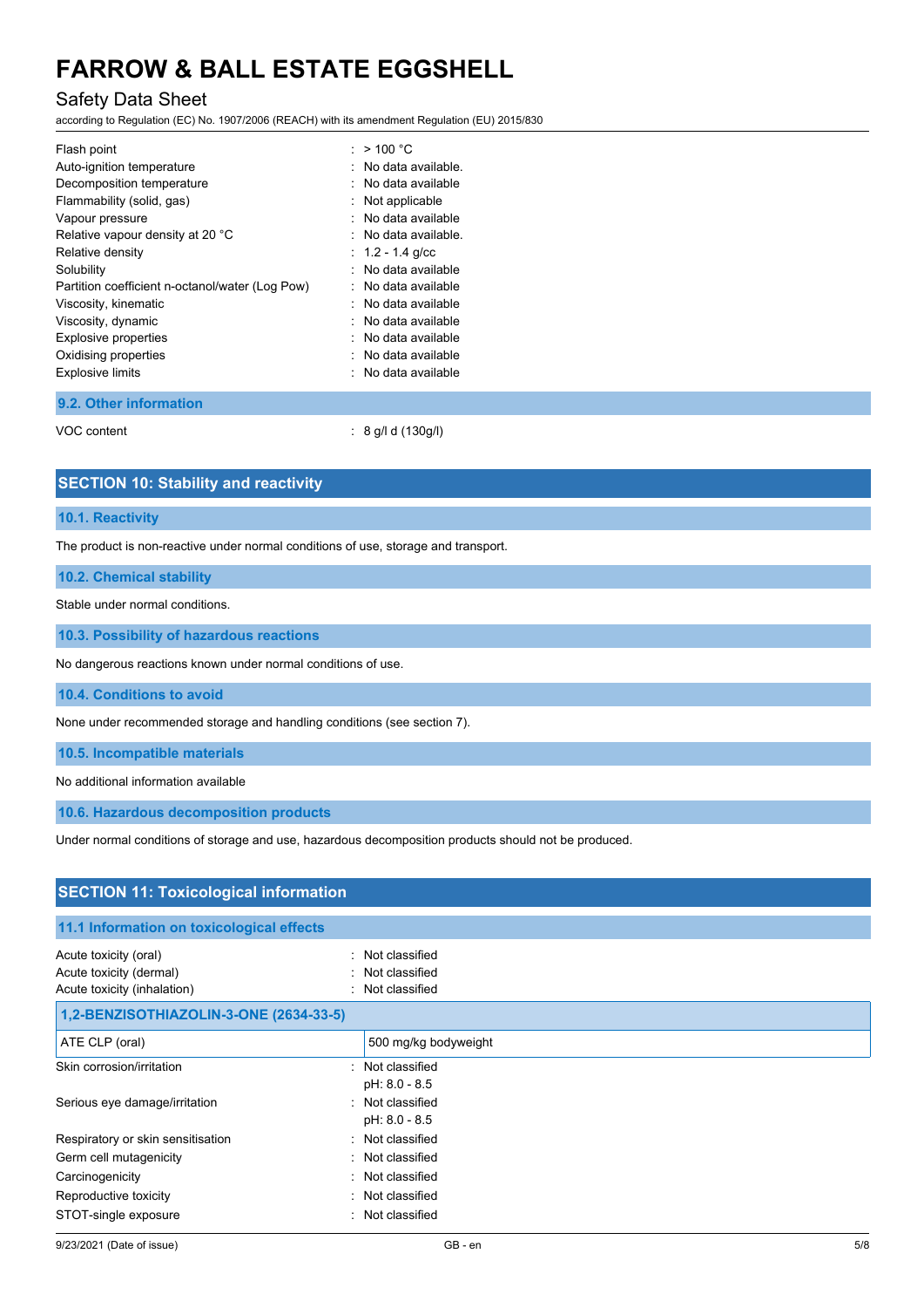| | |
|---|---|
| Flash point | : > 100 °C |
| Auto-ignition temperature | : No data available. |
| Decomposition temperature | : No data available |
| Flammability (solid, gas) | : Not applicable |
| Vapour pressure | : No data available |
| Relative vapour density at 20 °C | : No data available. |
| Relative density | : 1.2 - 1.4 g/cc |
| Solubility | : No data available |
| Partition coefficient n-octanol/water (Log Pow) | : No data available |
| Viscosity, kinematic | : No data available |
| Viscosity, dynamic | : No data available |
| Explosive properties | : No data available |
| Oxidising properties | : No data available |
| Explosive limits | : No data available |

### 9.2. Other information

| | |
|---|---|
| VOC content | : 8 g/l d (130g/l) |

## SECTION 10: Stability and reactivity

### 10.1. Reactivity

The product is non-reactive under normal conditions of use, storage and transport.

### 10.2. Chemical stability

Stable under normal conditions.

### 10.3. Possibility of hazardous reactions

No dangerous reactions known under normal conditions of use.

### 10.4. Conditions to avoid

None under recommended storage and handling conditions (see section 7).

### 10.5. Incompatible materials

No additional information available

### 10.6. Hazardous decomposition products

Under normal conditions of storage and use, hazardous decomposition products should not be produced.

## SECTION 11: Toxicological information

### 11.1 Information on toxicological effects

| | |
|---|---|
| Acute toxicity (oral) | : Not classified |
| Acute toxicity (dermal) | : Not classified |
| Acute toxicity (inhalation) | : Not classified |

| 1,2-BENZISOTHIAZOLIN-3-ONE (2634-33-5) | |
|---|---|
| ATE CLP (oral) | 500 mg/kg bodyweight |

| | |
|---|---|
| Skin corrosion/irritation | : Not classified<br>pH: 8.0 - 8.5 |
| Serious eye damage/irritation | : Not classified<br>pH: 8.0 - 8.5 |
| Respiratory or skin sensitisation | : Not classified |
| Germ cell mutagenicity | : Not classified |
| Carcinogenicity | : Not classified |
| Reproductive toxicity | : Not classified |
| STOT-single exposure | : Not classified |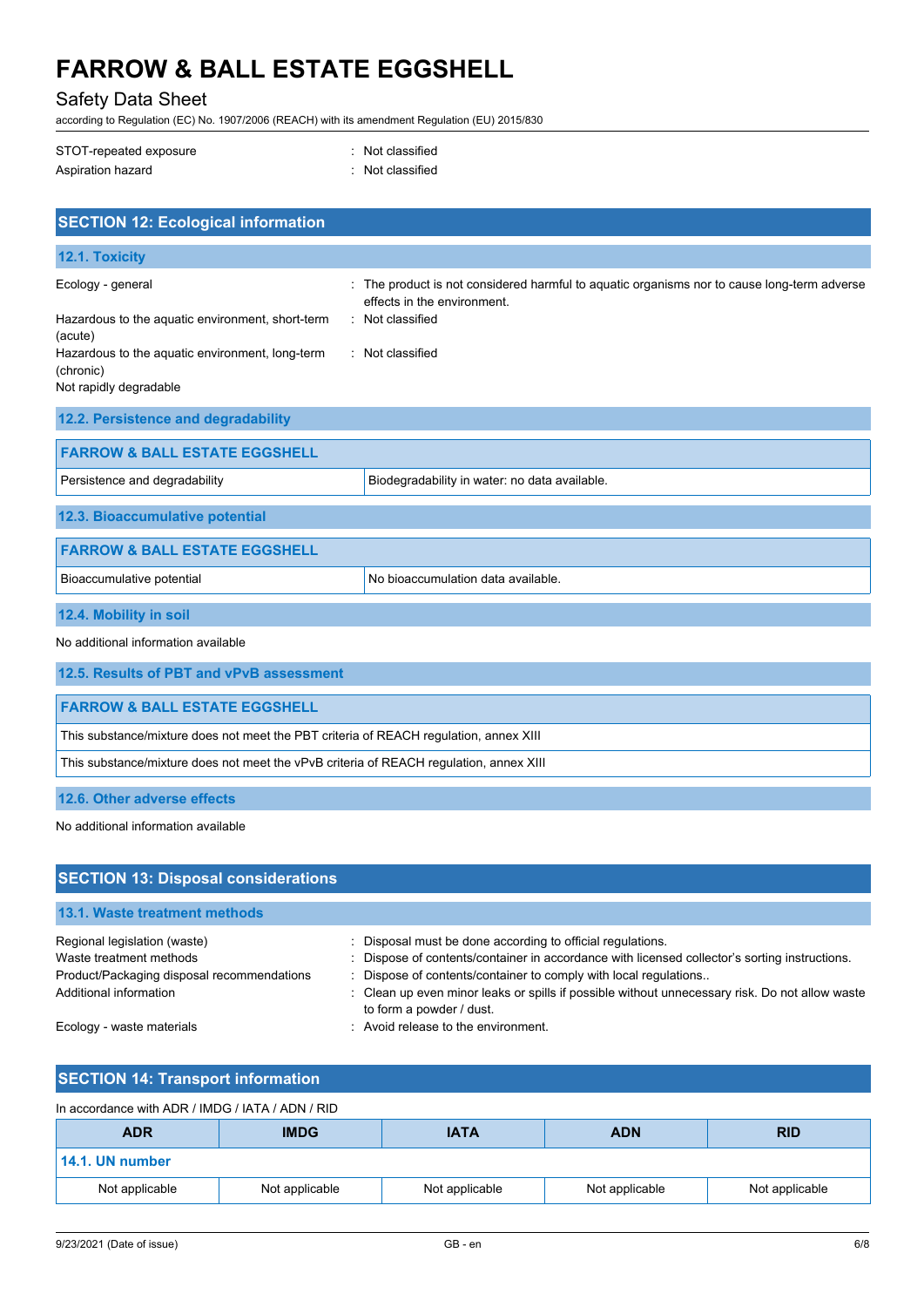STOT-repeated exposure : Not classified
Aspiration hazard : Not classified

## SECTION 12: Ecological information

### 12.1. Toxicity

Ecology - general : The product is not considered harmful to aquatic organisms nor to cause long-term adverse effects in the environment.
Hazardous to the aquatic environment, short-term (acute) : Not classified
Hazardous to the aquatic environment, long-term (chronic) : Not classified
Not rapidly degradable

### 12.2. Persistence and degradability

| FARROW & BALL ESTATE EGGSHELL | |
|---|---|
| Persistence and degradability | Biodegradability in water: no data available. |

### 12.3. Bioaccumulative potential

| FARROW & BALL ESTATE EGGSHELL | |
|---|---|
| Bioaccumulative potential | No bioaccumulation data available. |

### 12.4. Mobility in soil

No additional information available

### 12.5. Results of PBT and vPvB assessment

| FARROW & BALL ESTATE EGGSHELL |
|---|
| This substance/mixture does not meet the PBT criteria of REACH regulation, annex XIII |
| This substance/mixture does not meet the vPvB criteria of REACH regulation, annex XIII |

### 12.6. Other adverse effects

No additional information available

## SECTION 13: Disposal considerations

### 13.1. Waste treatment methods

Regional legislation (waste) : Disposal must be done according to official regulations.
Waste treatment methods : Dispose of contents/container in accordance with licensed collector's sorting instructions.
Product/Packaging disposal recommendations : Dispose of contents/container to comply with local regulations..
Additional information : Clean up even minor leaks or spills if possible without unnecessary risk. Do not allow waste to form a powder / dust.
Ecology - waste materials : Avoid release to the environment.

## SECTION 14: Transport information

In accordance with ADR / IMDG / IATA / ADN / RID

| ADR | IMDG | IATA | ADN | RID |
|---|---|---|---|---|
| **14.1. UN number** | | | | |
| Not applicable | Not applicable | Not applicable | Not applicable | Not applicable |

9/23/2021 (Date of issue) GB - en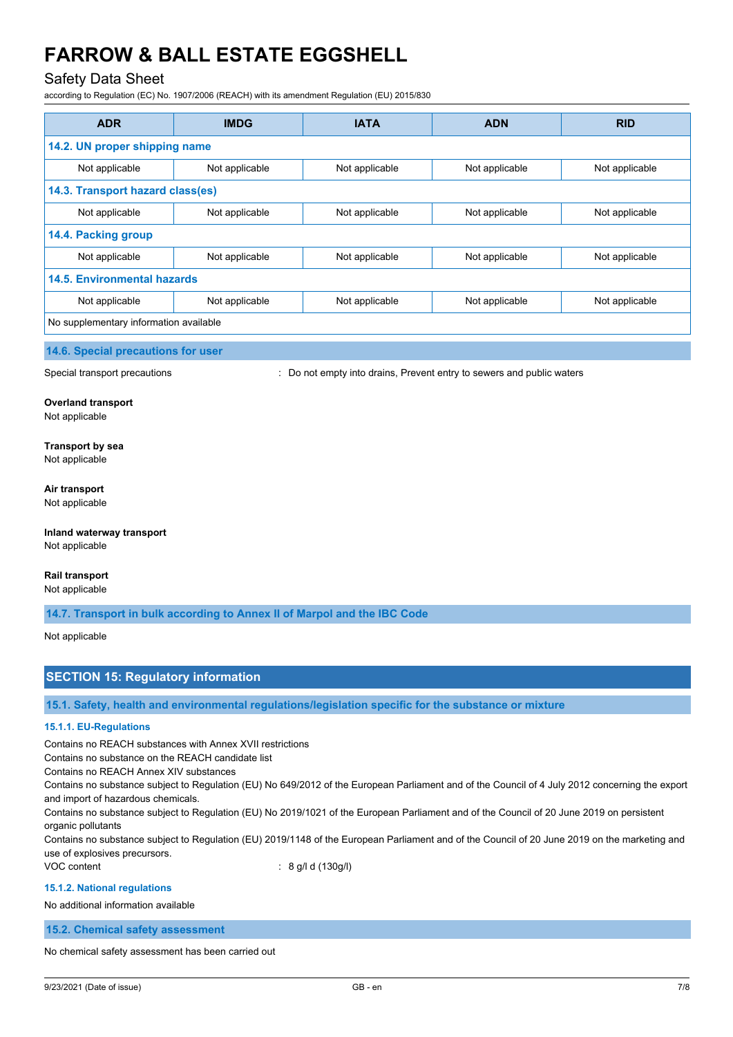| ADR | IMDG | IATA | ADN | RID |
|---|---|---|---|---|
| **14.2. UN proper shipping name** | | | | |
| Not applicable | Not applicable | Not applicable | Not applicable | Not applicable |
| **14.3. Transport hazard class(es)** | | | | |
| Not applicable | Not applicable | Not applicable | Not applicable | Not applicable |
| **14.4. Packing group** | | | | |
| Not applicable | Not applicable | Not applicable | Not applicable | Not applicable |
| **14.5. Environmental hazards** | | | | |
| Not applicable | Not applicable | Not applicable | Not applicable | Not applicable |
| No supplementary information available | | | | |

### 14.6. Special precautions for user

Special transport precautions : Do not empty into drains, Prevent entry to sewers and public waters

**Overland transport**
Not applicable

**Transport by sea**
Not applicable

**Air transport**
Not applicable

**Inland waterway transport**
Not applicable

**Rail transport**
Not applicable

### 14.7. Transport in bulk according to Annex II of Marpol and the IBC Code

Not applicable

## SECTION 15: Regulatory information

### 15.1. Safety, health and environmental regulations/legislation specific for the substance or mixture

#### 15.1.1. EU-Regulations

Contains no REACH substances with Annex XVII restrictions
Contains no substance on the REACH candidate list
Contains no REACH Annex XIV substances
Contains no substance subject to Regulation (EU) No 649/2012 of the European Parliament and of the Council of 4 July 2012 concerning the export and import of hazardous chemicals.
Contains no substance subject to Regulation (EU) No 2019/1021 of the European Parliament and of the Council of 20 June 2019 on persistent organic pollutants
Contains no substance subject to Regulation (EU) 2019/1148 of the European Parliament and of the Council of 20 June 2019 on the marketing and use of explosives precursors.
VOC content : 8 g/l d (130g/l)

#### 15.1.2. National regulations

No additional information available

### 15.2. Chemical safety assessment

No chemical safety assessment has been carried out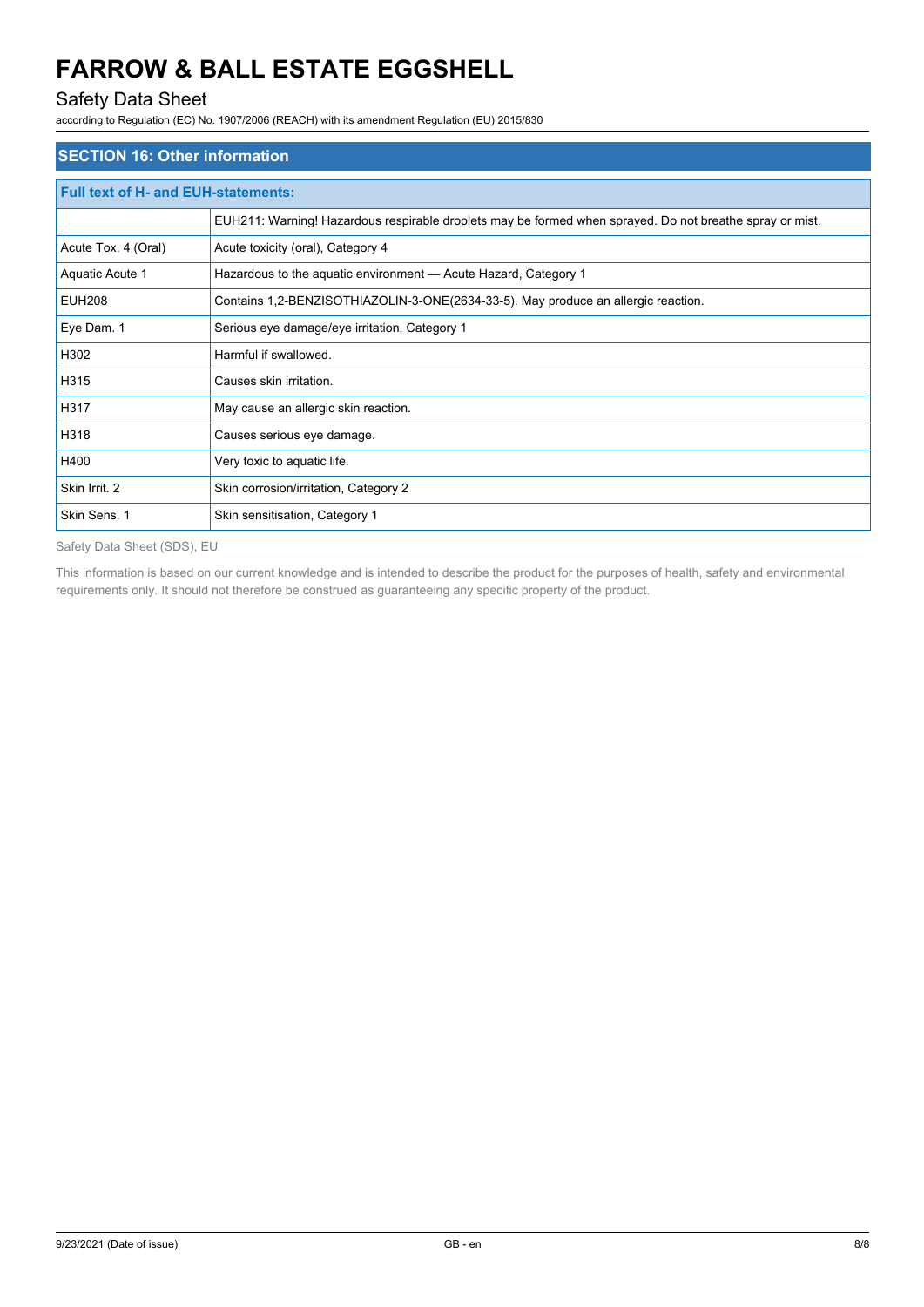# FARROW & BALL ESTATE EGGSHELL

Safety Data Sheet

according to Regulation (EC) No. 1907/2006 (REACH) with its amendment Regulation (EU) 2015/830

## SECTION 16: Other information

### Full text of H- and EUH-statements:

| | |
|---|---|
| | EUH211: Warning! Hazardous respirable droplets may be formed when sprayed. Do not breathe spray or mist. |
| Acute Tox. 4 (Oral) | Acute toxicity (oral), Category 4 |
| Aquatic Acute 1 | Hazardous to the aquatic environment — Acute Hazard, Category 1 |
| EUH208 | Contains 1,2-BENZISOTHIAZOLIN-3-ONE(2634-33-5). May produce an allergic reaction. |
| Eye Dam. 1 | Serious eye damage/eye irritation, Category 1 |
| H302 | Harmful if swallowed. |
| H315 | Causes skin irritation. |
| H317 | May cause an allergic skin reaction. |
| H318 | Causes serious eye damage. |
| H400 | Very toxic to aquatic life. |
| Skin Irrit. 2 | Skin corrosion/irritation, Category 2 |
| Skin Sens. 1 | Skin sensitisation, Category 1 |

Safety Data Sheet (SDS), EU

This information is based on our current knowledge and is intended to describe the product for the purposes of health, safety and environmental requirements only. It should not therefore be construed as guaranteeing any specific property of the product.

9/23/2021 (Date of issue) GB - en